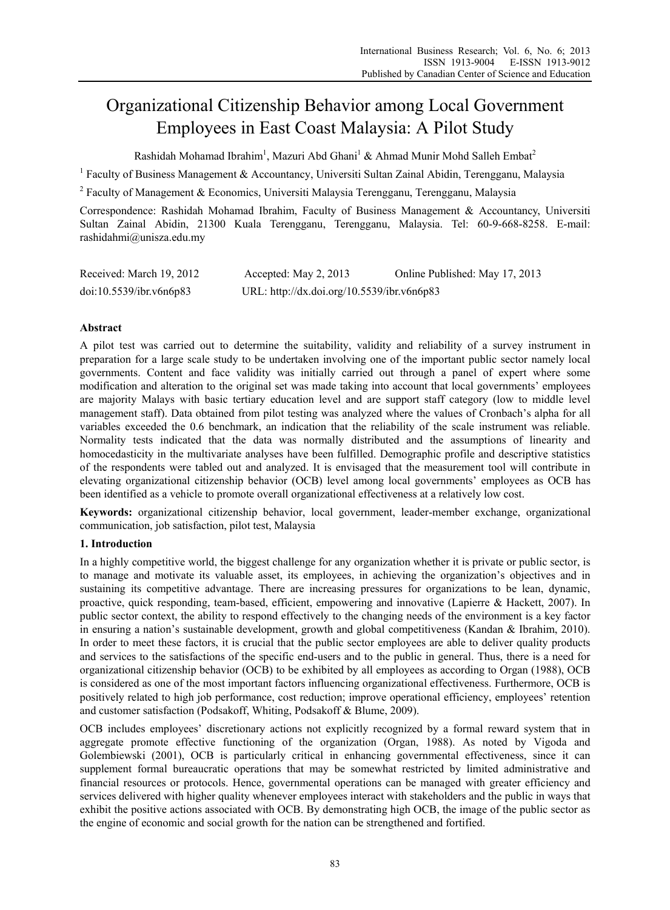# Organizational Citizenship Behavior among Local Government Employees in East Coast Malaysia: A Pilot Study

Rashidah Mohamad Ibrahim[1], Mazuri Abd Ghani[1] & Ahmad Munir Mohd Salleh Embat[2]

[1] Faculty of Business Management & Accountancy, Universiti Sultan Zainal Abidin, Terengganu, Malaysia

[2] Faculty of Management & Economics, Universiti Malaysia Terengganu, Terengganu, Malaysia

Correspondence: Rashidah Mohamad Ibrahim, Faculty of Business Management & Accountancy, Universiti Sultan Zainal Abidin, 21300 Kuala Terengganu, Terengganu, Malaysia. Tel: 60-9-668-8258. E-mail: rashidahmi@unisza.edu.my

Received: March 19, 2012 Accepted: May 2, 2013 Online Published: May 17, 2013

doi:10.5539/ibr.v6n6p83 URL: http://dx.doi.org/10.5539/ibr.v6n6p83

## Abstract

A pilot test was carried out to determine the suitability, validity and reliability of a survey instrument in preparation for a large scale study to be undertaken involving one of the important public sector namely local governments. Content and face validity was initially carried out through a panel of expert where some modification and alteration to the original set was made taking into account that local governments' employees are majority Malays with basic tertiary education level and are support staff category (low to middle level management staff). Data obtained from pilot testing was analyzed where the values of Cronbach's alpha for all variables exceeded the 0.6 benchmark, an indication that the reliability of the scale instrument was reliable. Normality tests indicated that the data was normally distributed and the assumptions of linearity and homocedasticity in the multivariate analyses have been fulfilled. Demographic profile and descriptive statistics of the respondents were tabled out and analyzed. It is envisaged that the measurement tool will contribute in elevating organizational citizenship behavior (OCB) level among local governments' employees as OCB has been identified as a vehicle to promote overall organizational effectiveness at a relatively low cost.

**Keywords:** organizational citizenship behavior, local government, leader-member exchange, organizational communication, job satisfaction, pilot test, Malaysia

## 1. Introduction

In a highly competitive world, the biggest challenge for any organization whether it is private or public sector, is to manage and motivate its valuable asset, its employees, in achieving the organization's objectives and in sustaining its competitive advantage. There are increasing pressures for organizations to be lean, dynamic, proactive, quick responding, team-based, efficient, empowering and innovative (Lapierre & Hackett, 2007). In public sector context, the ability to respond effectively to the changing needs of the environment is a key factor in ensuring a nation's sustainable development, growth and global competitiveness (Kandan & Ibrahim, 2010). In order to meet these factors, it is crucial that the public sector employees are able to deliver quality products and services to the satisfactions of the specific end-users and to the public in general. Thus, there is a need for organizational citizenship behavior (OCB) to be exhibited by all employees as according to Organ (1988), OCB is considered as one of the most important factors influencing organizational effectiveness. Furthermore, OCB is positively related to high job performance, cost reduction; improve operational efficiency, employees' retention and customer satisfaction (Podsakoff, Whiting, Podsakoff & Blume, 2009).

OCB includes employees' discretionary actions not explicitly recognized by a formal reward system that in aggregate promote effective functioning of the organization (Organ, 1988). As noted by Vigoda and Golembiewski (2001), OCB is particularly critical in enhancing governmental effectiveness, since it can supplement formal bureaucratic operations that may be somewhat restricted by limited administrative and financial resources or protocols. Hence, governmental operations can be managed with greater efficiency and services delivered with higher quality whenever employees interact with stakeholders and the public in ways that exhibit the positive actions associated with OCB. By demonstrating high OCB, the image of the public sector as the engine of economic and social growth for the nation can be strengthened and fortified.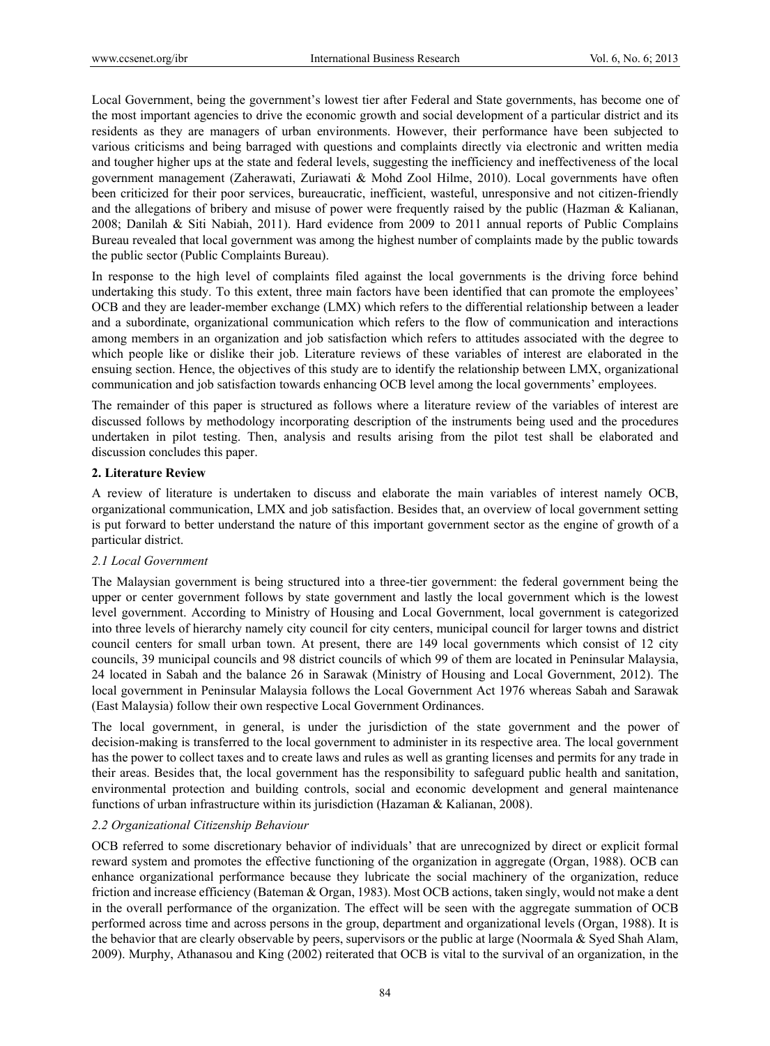Local Government, being the government's lowest tier after Federal and State governments, has become one of the most important agencies to drive the economic growth and social development of a particular district and its residents as they are managers of urban environments. However, their performance have been subjected to various criticisms and being barraged with questions and complaints directly via electronic and written media and tougher higher ups at the state and federal levels, suggesting the inefficiency and ineffectiveness of the local government management (Zaherawati, Zuriawati & Mohd Zool Hilme, 2010). Local governments have often been criticized for their poor services, bureaucratic, inefficient, wasteful, unresponsive and not citizen-friendly and the allegations of bribery and misuse of power were frequently raised by the public (Hazman & Kalianan, 2008; Danilah & Siti Nabiah, 2011). Hard evidence from 2009 to 2011 annual reports of Public Complains Bureau revealed that local government was among the highest number of complaints made by the public towards the public sector (Public Complaints Bureau).

In response to the high level of complaints filed against the local governments is the driving force behind undertaking this study. To this extent, three main factors have been identified that can promote the employees' OCB and they are leader-member exchange (LMX) which refers to the differential relationship between a leader and a subordinate, organizational communication which refers to the flow of communication and interactions among members in an organization and job satisfaction which refers to attitudes associated with the degree to which people like or dislike their job. Literature reviews of these variables of interest are elaborated in the ensuing section. Hence, the objectives of this study are to identify the relationship between LMX, organizational communication and job satisfaction towards enhancing OCB level among the local governments' employees.

The remainder of this paper is structured as follows where a literature review of the variables of interest are discussed follows by methodology incorporating description of the instruments being used and the procedures undertaken in pilot testing. Then, analysis and results arising from the pilot test shall be elaborated and discussion concludes this paper.

## 2. Literature Review

A review of literature is undertaken to discuss and elaborate the main variables of interest namely OCB, organizational communication, LMX and job satisfaction. Besides that, an overview of local government setting is put forward to better understand the nature of this important government sector as the engine of growth of a particular district.

### *2.1 Local Government*

The Malaysian government is being structured into a three-tier government: the federal government being the upper or center government follows by state government and lastly the local government which is the lowest level government. According to Ministry of Housing and Local Government, local government is categorized into three levels of hierarchy namely city council for city centers, municipal council for larger towns and district council centers for small urban town. At present, there are 149 local governments which consist of 12 city councils, 39 municipal councils and 98 district councils of which 99 of them are located in Peninsular Malaysia, 24 located in Sabah and the balance 26 in Sarawak (Ministry of Housing and Local Government, 2012). The local government in Peninsular Malaysia follows the Local Government Act 1976 whereas Sabah and Sarawak (East Malaysia) follow their own respective Local Government Ordinances.

The local government, in general, is under the jurisdiction of the state government and the power of decision-making is transferred to the local government to administer in its respective area. The local government has the power to collect taxes and to create laws and rules as well as granting licenses and permits for any trade in their areas. Besides that, the local government has the responsibility to safeguard public health and sanitation, environmental protection and building controls, social and economic development and general maintenance functions of urban infrastructure within its jurisdiction (Hazaman & Kalianan, 2008).

### *2.2 Organizational Citizenship Behaviour*

OCB referred to some discretionary behavior of individuals' that are unrecognized by direct or explicit formal reward system and promotes the effective functioning of the organization in aggregate (Organ, 1988). OCB can enhance organizational performance because they lubricate the social machinery of the organization, reduce friction and increase efficiency (Bateman & Organ, 1983). Most OCB actions, taken singly, would not make a dent in the overall performance of the organization. The effect will be seen with the aggregate summation of OCB performed across time and across persons in the group, department and organizational levels (Organ, 1988). It is the behavior that are clearly observable by peers, supervisors or the public at large (Noormala & Syed Shah Alam, 2009). Murphy, Athanasou and King (2002) reiterated that OCB is vital to the survival of an organization, in the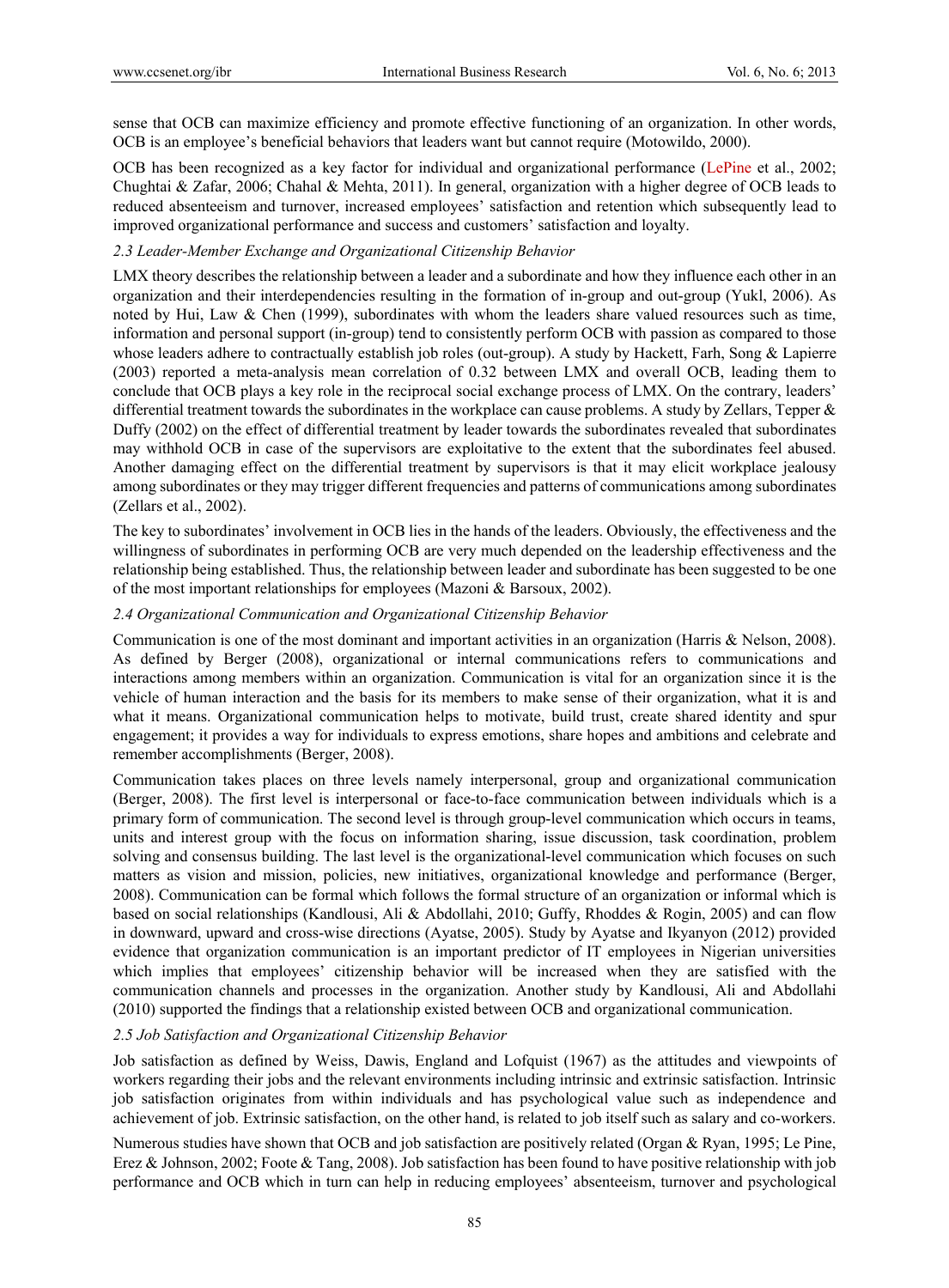sense that OCB can maximize efficiency and promote effective functioning of an organization. In other words, OCB is an employee's beneficial behaviors that leaders want but cannot require (Motowildo, 2000).

OCB has been recognized as a key factor for individual and organizational performance (LePine et al., 2002; Chughtai & Zafar, 2006; Chahal & Mehta, 2011). In general, organization with a higher degree of OCB leads to reduced absenteeism and turnover, increased employees' satisfaction and retention which subsequently lead to improved organizational performance and success and customers' satisfaction and loyalty.

### 2.3 Leader-Member Exchange and Organizational Citizenship Behavior

LMX theory describes the relationship between a leader and a subordinate and how they influence each other in an organization and their interdependencies resulting in the formation of in-group and out-group (Yukl, 2006). As noted by Hui, Law & Chen (1999), subordinates with whom the leaders share valued resources such as time, information and personal support (in-group) tend to consistently perform OCB with passion as compared to those whose leaders adhere to contractually establish job roles (out-group). A study by Hackett, Farh, Song & Lapierre (2003) reported a meta-analysis mean correlation of 0.32 between LMX and overall OCB, leading them to conclude that OCB plays a key role in the reciprocal social exchange process of LMX. On the contrary, leaders' differential treatment towards the subordinates in the workplace can cause problems. A study by Zellars, Tepper & Duffy (2002) on the effect of differential treatment by leader towards the subordinates revealed that subordinates may withhold OCB in case of the supervisors are exploitative to the extent that the subordinates feel abused. Another damaging effect on the differential treatment by supervisors is that it may elicit workplace jealousy among subordinates or they may trigger different frequencies and patterns of communications among subordinates (Zellars et al., 2002).

The key to subordinates' involvement in OCB lies in the hands of the leaders. Obviously, the effectiveness and the willingness of subordinates in performing OCB are very much depended on the leadership effectiveness and the relationship being established. Thus, the relationship between leader and subordinate has been suggested to be one of the most important relationships for employees (Mazoni & Barsoux, 2002).

### 2.4 Organizational Communication and Organizational Citizenship Behavior

Communication is one of the most dominant and important activities in an organization (Harris & Nelson, 2008). As defined by Berger (2008), organizational or internal communications refers to communications and interactions among members within an organization. Communication is vital for an organization since it is the vehicle of human interaction and the basis for its members to make sense of their organization, what it is and what it means. Organizational communication helps to motivate, build trust, create shared identity and spur engagement; it provides a way for individuals to express emotions, share hopes and ambitions and celebrate and remember accomplishments (Berger, 2008).

Communication takes places on three levels namely interpersonal, group and organizational communication (Berger, 2008). The first level is interpersonal or face-to-face communication between individuals which is a primary form of communication. The second level is through group-level communication which occurs in teams, units and interest group with the focus on information sharing, issue discussion, task coordination, problem solving and consensus building. The last level is the organizational-level communication which focuses on such matters as vision and mission, policies, new initiatives, organizational knowledge and performance (Berger, 2008). Communication can be formal which follows the formal structure of an organization or informal which is based on social relationships (Kandlousi, Ali & Abdollahi, 2010; Guffy, Rhoddes & Rogin, 2005) and can flow in downward, upward and cross-wise directions (Ayatse, 2005). Study by Ayatse and Ikyanyon (2012) provided evidence that organization communication is an important predictor of IT employees in Nigerian universities which implies that employees' citizenship behavior will be increased when they are satisfied with the communication channels and processes in the organization. Another study by Kandlousi, Ali and Abdollahi (2010) supported the findings that a relationship existed between OCB and organizational communication.

### 2.5 Job Satisfaction and Organizational Citizenship Behavior

Job satisfaction as defined by Weiss, Dawis, England and Lofquist (1967) as the attitudes and viewpoints of workers regarding their jobs and the relevant environments including intrinsic and extrinsic satisfaction. Intrinsic job satisfaction originates from within individuals and has psychological value such as independence and achievement of job. Extrinsic satisfaction, on the other hand, is related to job itself such as salary and co-workers.

Numerous studies have shown that OCB and job satisfaction are positively related (Organ & Ryan, 1995; Le Pine, Erez & Johnson, 2002; Foote & Tang, 2008). Job satisfaction has been found to have positive relationship with job performance and OCB which in turn can help in reducing employees' absenteeism, turnover and psychological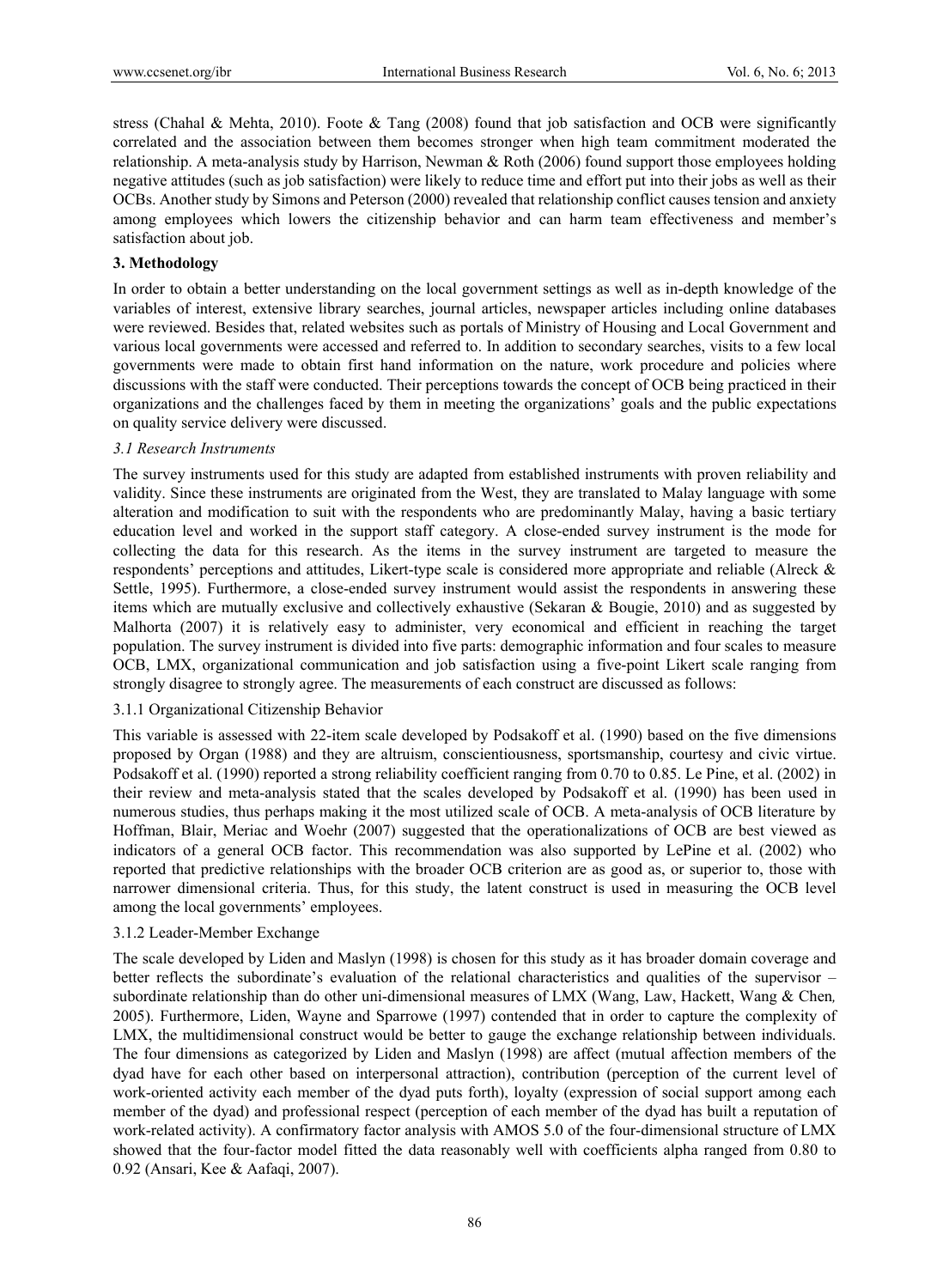stress (Chahal & Mehta, 2010). Foote & Tang (2008) found that job satisfaction and OCB were significantly correlated and the association between them becomes stronger when high team commitment moderated the relationship. A meta-analysis study by Harrison, Newman & Roth (2006) found support those employees holding negative attitudes (such as job satisfaction) were likely to reduce time and effort put into their jobs as well as their OCBs. Another study by Simons and Peterson (2000) revealed that relationship conflict causes tension and anxiety among employees which lowers the citizenship behavior and can harm team effectiveness and member's satisfaction about job.

## 3. Methodology

In order to obtain a better understanding on the local government settings as well as in-depth knowledge of the variables of interest, extensive library searches, journal articles, newspaper articles including online databases were reviewed. Besides that, related websites such as portals of Ministry of Housing and Local Government and various local governments were accessed and referred to. In addition to secondary searches, visits to a few local governments were made to obtain first hand information on the nature, work procedure and policies where discussions with the staff were conducted. Their perceptions towards the concept of OCB being practiced in their organizations and the challenges faced by them in meeting the organizations' goals and the public expectations on quality service delivery were discussed.

### *3.1 Research Instruments*

The survey instruments used for this study are adapted from established instruments with proven reliability and validity. Since these instruments are originated from the West, they are translated to Malay language with some alteration and modification to suit with the respondents who are predominantly Malay, having a basic tertiary education level and worked in the support staff category. A close-ended survey instrument is the mode for collecting the data for this research. As the items in the survey instrument are targeted to measure the respondents' perceptions and attitudes, Likert-type scale is considered more appropriate and reliable (Alreck & Settle, 1995). Furthermore, a close-ended survey instrument would assist the respondents in answering these items which are mutually exclusive and collectively exhaustive (Sekaran & Bougie, 2010) and as suggested by Malhorta (2007) it is relatively easy to administer, very economical and efficient in reaching the target population. The survey instrument is divided into five parts: demographic information and four scales to measure OCB, LMX, organizational communication and job satisfaction using a five-point Likert scale ranging from strongly disagree to strongly agree. The measurements of each construct are discussed as follows:

#### 3.1.1 Organizational Citizenship Behavior

This variable is assessed with 22-item scale developed by Podsakoff et al. (1990) based on the five dimensions proposed by Organ (1988) and they are altruism, conscientiousness, sportsmanship, courtesy and civic virtue. Podsakoff et al. (1990) reported a strong reliability coefficient ranging from 0.70 to 0.85. Le Pine, et al. (2002) in their review and meta-analysis stated that the scales developed by Podsakoff et al. (1990) has been used in numerous studies, thus perhaps making it the most utilized scale of OCB. A meta-analysis of OCB literature by Hoffman, Blair, Meriac and Woehr (2007) suggested that the operationalizations of OCB are best viewed as indicators of a general OCB factor. This recommendation was also supported by LePine et al. (2002) who reported that predictive relationships with the broader OCB criterion are as good as, or superior to, those with narrower dimensional criteria. Thus, for this study, the latent construct is used in measuring the OCB level among the local governments' employees.

#### 3.1.2 Leader-Member Exchange

The scale developed by Liden and Maslyn (1998) is chosen for this study as it has broader domain coverage and better reflects the subordinate's evaluation of the relational characteristics and qualities of the supervisor – subordinate relationship than do other uni-dimensional measures of LMX (Wang, Law, Hackett, Wang & Chen*,* 2005). Furthermore, Liden, Wayne and Sparrowe (1997) contended that in order to capture the complexity of LMX, the multidimensional construct would be better to gauge the exchange relationship between individuals. The four dimensions as categorized by Liden and Maslyn (1998) are affect (mutual affection members of the dyad have for each other based on interpersonal attraction), contribution (perception of the current level of work-oriented activity each member of the dyad puts forth), loyalty (expression of social support among each member of the dyad) and professional respect (perception of each member of the dyad has built a reputation of work-related activity). A confirmatory factor analysis with AMOS 5.0 of the four-dimensional structure of LMX showed that the four-factor model fitted the data reasonably well with coefficients alpha ranged from 0.80 to 0.92 (Ansari, Kee & Aafaqi, 2007).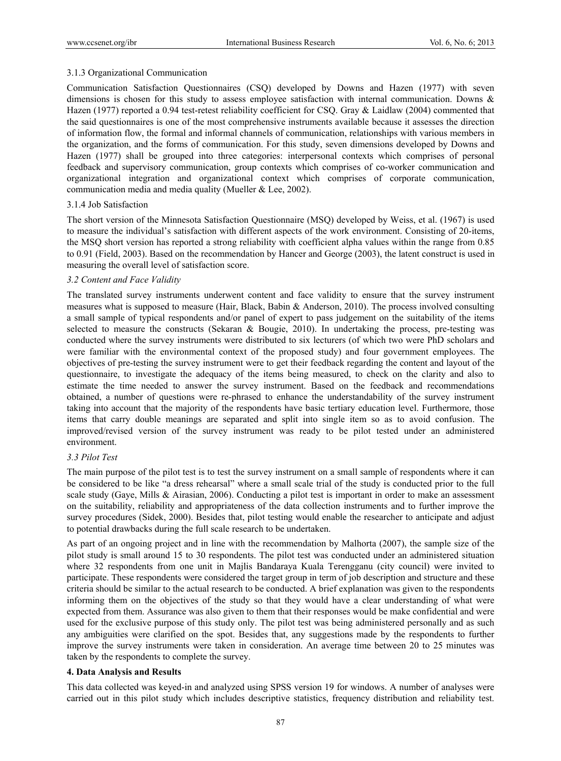#### 3.1.3 Organizational Communication

Communication Satisfaction Questionnaires (CSQ) developed by Downs and Hazen (1977) with seven dimensions is chosen for this study to assess employee satisfaction with internal communication. Downs & Hazen (1977) reported a 0.94 test-retest reliability coefficient for CSQ. Gray & Laidlaw (2004) commented that the said questionnaires is one of the most comprehensive instruments available because it assesses the direction of information flow, the formal and informal channels of communication, relationships with various members in the organization, and the forms of communication. For this study, seven dimensions developed by Downs and Hazen (1977) shall be grouped into three categories: interpersonal contexts which comprises of personal feedback and supervisory communication, group contexts which comprises of co-worker communication and organizational integration and organizational context which comprises of corporate communication, communication media and media quality (Mueller & Lee, 2002).

#### 3.1.4 Job Satisfaction

The short version of the Minnesota Satisfaction Questionnaire (MSQ) developed by Weiss, et al. (1967) is used to measure the individual's satisfaction with different aspects of the work environment. Consisting of 20-items, the MSQ short version has reported a strong reliability with coefficient alpha values within the range from 0.85 to 0.91 (Field, 2003). Based on the recommendation by Hancer and George (2003), the latent construct is used in measuring the overall level of satisfaction score.

### *3.2 Content and Face Validity*

The translated survey instruments underwent content and face validity to ensure that the survey instrument measures what is supposed to measure (Hair, Black, Babin & Anderson, 2010). The process involved consulting a small sample of typical respondents and/or panel of expert to pass judgement on the suitability of the items selected to measure the constructs (Sekaran & Bougie, 2010). In undertaking the process, pre-testing was conducted where the survey instruments were distributed to six lecturers (of which two were PhD scholars and were familiar with the environmental context of the proposed study) and four government employees. The objectives of pre-testing the survey instrument were to get their feedback regarding the content and layout of the questionnaire, to investigate the adequacy of the items being measured, to check on the clarity and also to estimate the time needed to answer the survey instrument. Based on the feedback and recommendations obtained, a number of questions were re-phrased to enhance the understandability of the survey instrument taking into account that the majority of the respondents have basic tertiary education level. Furthermore, those items that carry double meanings are separated and split into single item so as to avoid confusion. The improved/revised version of the survey instrument was ready to be pilot tested under an administered environment.

### *3.3 Pilot Test*

The main purpose of the pilot test is to test the survey instrument on a small sample of respondents where it can be considered to be like "a dress rehearsal" where a small scale trial of the study is conducted prior to the full scale study (Gaye, Mills & Airasian, 2006). Conducting a pilot test is important in order to make an assessment on the suitability, reliability and appropriateness of the data collection instruments and to further improve the survey procedures (Sidek, 2000). Besides that, pilot testing would enable the researcher to anticipate and adjust to potential drawbacks during the full scale research to be undertaken.

As part of an ongoing project and in line with the recommendation by Malhorta (2007), the sample size of the pilot study is small around 15 to 30 respondents. The pilot test was conducted under an administered situation where 32 respondents from one unit in Majlis Bandaraya Kuala Terengganu (city council) were invited to participate. These respondents were considered the target group in term of job description and structure and these criteria should be similar to the actual research to be conducted. A brief explanation was given to the respondents informing them on the objectives of the study so that they would have a clear understanding of what were expected from them. Assurance was also given to them that their responses would be make confidential and were used for the exclusive purpose of this study only. The pilot test was being administered personally and as such any ambiguities were clarified on the spot. Besides that, any suggestions made by the respondents to further improve the survey instruments were taken in consideration. An average time between 20 to 25 minutes was taken by the respondents to complete the survey.

## 4. Data Analysis and Results

This data collected was keyed-in and analyzed using SPSS version 19 for windows. A number of analyses were carried out in this pilot study which includes descriptive statistics, frequency distribution and reliability test.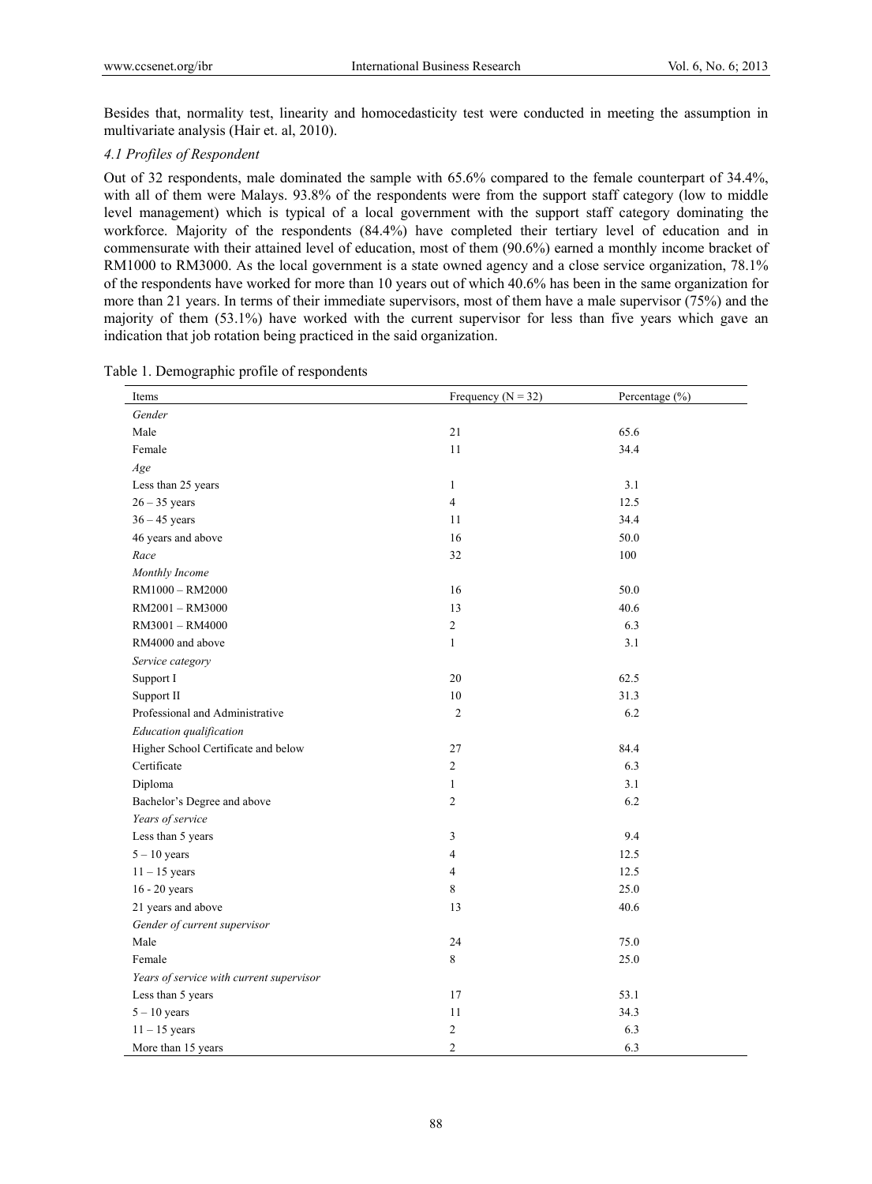Besides that, normality test, linearity and homocedasticity test were conducted in meeting the assumption in multivariate analysis (Hair et. al, 2010).

### *4.1 Profiles of Respondent*

Out of 32 respondents, male dominated the sample with 65.6% compared to the female counterpart of 34.4%, with all of them were Malays. 93.8% of the respondents were from the support staff category (low to middle level management) which is typical of a local government with the support staff category dominating the workforce. Majority of the respondents (84.4%) have completed their tertiary level of education and in commensurate with their attained level of education, most of them (90.6%) earned a monthly income bracket of RM1000 to RM3000. As the local government is a state owned agency and a close service organization, 78.1% of the respondents have worked for more than 10 years out of which 40.6% has been in the same organization for more than 21 years. In terms of their immediate supervisors, most of them have a male supervisor (75%) and the majority of them (53.1%) have worked with the current supervisor for less than five years which gave an indication that job rotation being practiced in the said organization.

Table 1. Demographic profile of respondents

| Items | Frequency (N = 32) | Percentage (%) |
|---|---|---|
| *Gender* | | |
| Male | 21 | 65.6 |
| Female | 11 | 34.4 |
| *Age* | | |
| Less than 25 years | 1 | 3.1 |
| 26 – 35 years | 4 | 12.5 |
| 36 – 45 years | 11 | 34.4 |
| 46 years and above | 16 | 50.0 |
| *Race* | 32 | 100 |
| *Monthly Income* | | |
| RM1000 – RM2000 | 16 | 50.0 |
| RM2001 – RM3000 | 13 | 40.6 |
| RM3001 – RM4000 | 2 | 6.3 |
| RM4000 and above | 1 | 3.1 |
| *Service category* | | |
| Support I | 20 | 62.5 |
| Support II | 10 | 31.3 |
| Professional and Administrative | 2 | 6.2 |
| *Education qualification* | | |
| Higher School Certificate and below | 27 | 84.4 |
| Certificate | 2 | 6.3 |
| Diploma | 1 | 3.1 |
| Bachelor's Degree and above | 2 | 6.2 |
| *Years of service* | | |
| Less than 5 years | 3 | 9.4 |
| 5 – 10 years | 4 | 12.5 |
| 11 – 15 years | 4 | 12.5 |
| 16 - 20 years | 8 | 25.0 |
| 21 years and above | 13 | 40.6 |
| *Gender of current supervisor* | | |
| Male | 24 | 75.0 |
| Female | 8 | 25.0 |
| *Years of service with current supervisor* | | |
| Less than 5 years | 17 | 53.1 |
| 5 – 10 years | 11 | 34.3 |
| 11 – 15 years | 2 | 6.3 |
| More than 15 years | 2 | 6.3 |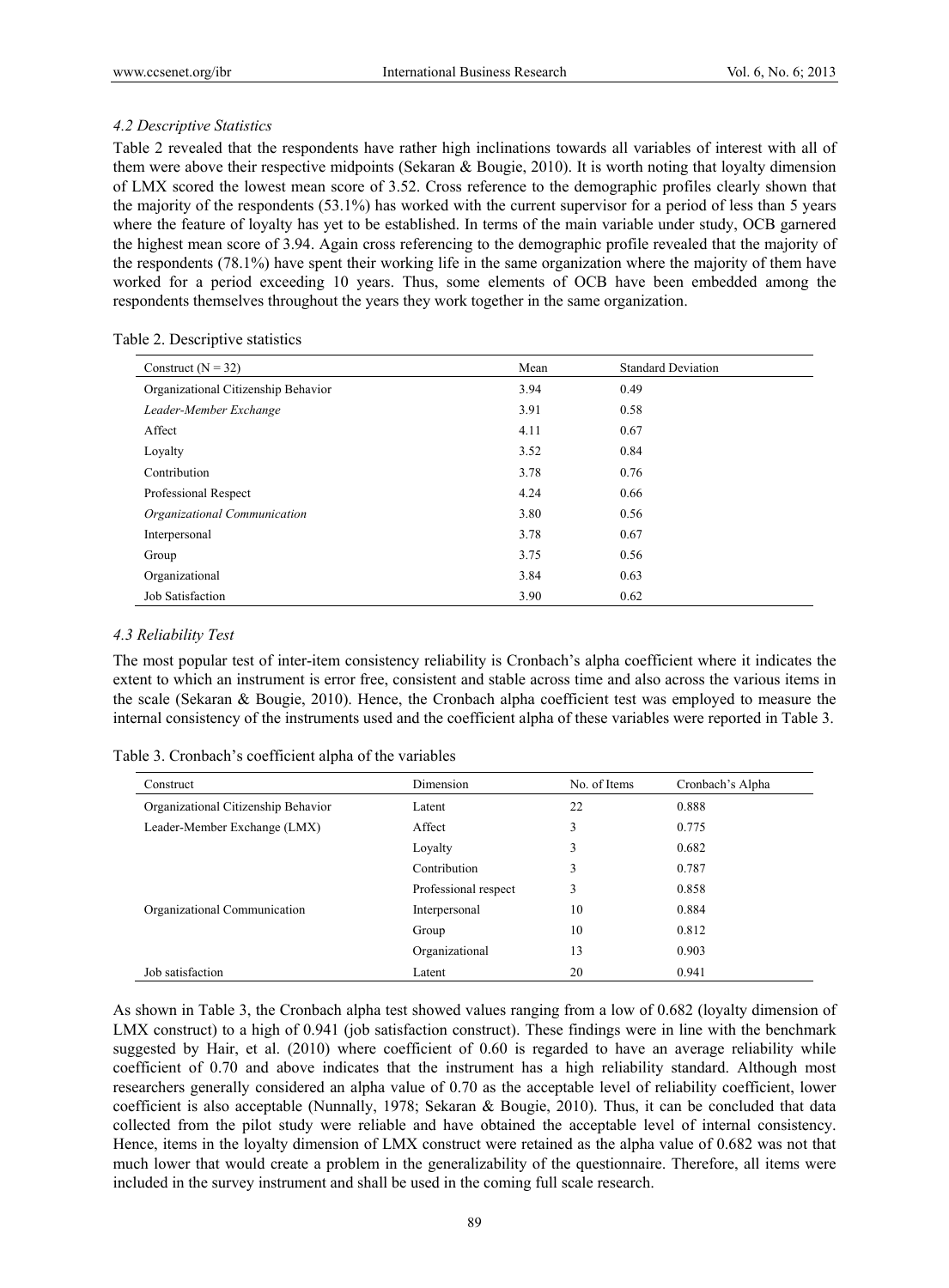### 4.2 Descriptive Statistics

Table 2 revealed that the respondents have rather high inclinations towards all variables of interest with all of them were above their respective midpoints (Sekaran & Bougie, 2010). It is worth noting that loyalty dimension of LMX scored the lowest mean score of 3.52. Cross reference to the demographic profiles clearly shown that the majority of the respondents (53.1%) has worked with the current supervisor for a period of less than 5 years where the feature of loyalty has yet to be established. In terms of the main variable under study, OCB garnered the highest mean score of 3.94. Again cross referencing to the demographic profile revealed that the majority of the respondents (78.1%) have spent their working life in the same organization where the majority of them have worked for a period exceeding 10 years. Thus, some elements of OCB have been embedded among the respondents themselves throughout the years they work together in the same organization.

Table 2. Descriptive statistics

| Construct (N = 32) | Mean | Standard Deviation |
|---|---|---|
| Organizational Citizenship Behavior | 3.94 | 0.49 |
| *Leader-Member Exchange* | 3.91 | 0.58 |
| Affect | 4.11 | 0.67 |
| Loyalty | 3.52 | 0.84 |
| Contribution | 3.78 | 0.76 |
| Professional Respect | 4.24 | 0.66 |
| *Organizational Communication* | 3.80 | 0.56 |
| Interpersonal | 3.78 | 0.67 |
| Group | 3.75 | 0.56 |
| Organizational | 3.84 | 0.63 |
| Job Satisfaction | 3.90 | 0.62 |

### 4.3 Reliability Test

The most popular test of inter-item consistency reliability is Cronbach's alpha coefficient where it indicates the extent to which an instrument is error free, consistent and stable across time and also across the various items in the scale (Sekaran & Bougie, 2010). Hence, the Cronbach alpha coefficient test was employed to measure the internal consistency of the instruments used and the coefficient alpha of these variables were reported in Table 3.

Table 3. Cronbach's coefficient alpha of the variables

| Construct | Dimension | No. of Items | Cronbach's Alpha |
|---|---|---|---|
| Organizational Citizenship Behavior | Latent | 22 | 0.888 |
| Leader-Member Exchange (LMX) | Affect | 3 | 0.775 |
| | Loyalty | 3 | 0.682 |
| | Contribution | 3 | 0.787 |
| | Professional respect | 3 | 0.858 |
| Organizational Communication | Interpersonal | 10 | 0.884 |
| | Group | 10 | 0.812 |
| | Organizational | 13 | 0.903 |
| Job satisfaction | Latent | 20 | 0.941 |

As shown in Table 3, the Cronbach alpha test showed values ranging from a low of 0.682 (loyalty dimension of LMX construct) to a high of 0.941 (job satisfaction construct). These findings were in line with the benchmark suggested by Hair, et al. (2010) where coefficient of 0.60 is regarded to have an average reliability while coefficient of 0.70 and above indicates that the instrument has a high reliability standard. Although most researchers generally considered an alpha value of 0.70 as the acceptable level of reliability coefficient, lower coefficient is also acceptable (Nunnally, 1978; Sekaran & Bougie, 2010). Thus, it can be concluded that data collected from the pilot study were reliable and have obtained the acceptable level of internal consistency. Hence, items in the loyalty dimension of LMX construct were retained as the alpha value of 0.682 was not that much lower that would create a problem in the generalizability of the questionnaire. Therefore, all items were included in the survey instrument and shall be used in the coming full scale research.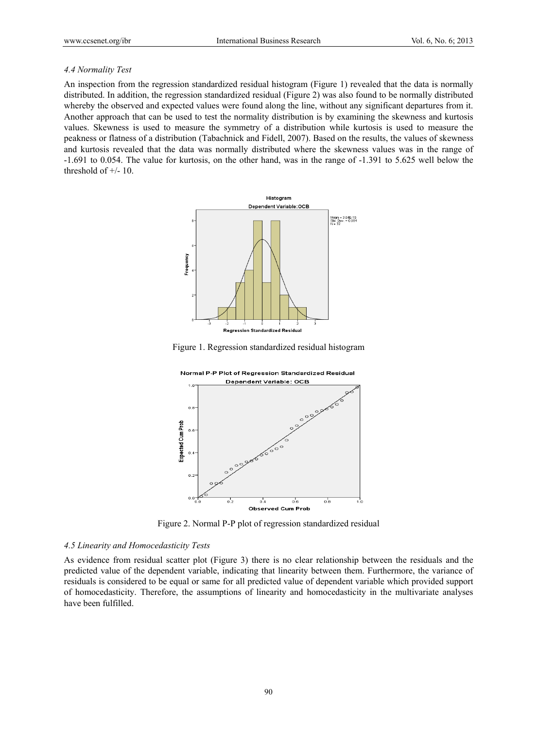### 4.4 Normality Test

An inspection from the regression standardized residual histogram (Figure 1) revealed that the data is normally distributed. In addition, the regression standardized residual (Figure 2) was also found to be normally distributed whereby the observed and expected values were found along the line, without any significant departures from it. Another approach that can be used to test the normality distribution is by examining the skewness and kurtosis values. Skewness is used to measure the symmetry of a distribution while kurtosis is used to measure the peakness or flatness of a distribution (Tabachnick and Fidell, 2007). Based on the results, the values of skewness and kurtosis revealed that the data was normally distributed where the skewness values was in the range of -1.691 to 0.054. The value for kurtosis, on the other hand, was in the range of -1.391 to 5.625 well below the threshold of +/- 10.

Histogram

Dependent Variable: OCB

Mean = 3.64E-15
Std. Dev. = 0.984
N = 32

Frequency

Regression Standardized Residual

Figure 1. Regression standardized residual histogram

Normal P-P Plot of Regression Standardized Residual

Dependent Variable: OCB

Expected Cum Prob

Observed Cum Prob

Figure 2. Normal P-P plot of regression standardized residual

### 4.5 Linearity and Homocedasticity Tests

As evidence from residual scatter plot (Figure 3) there is no clear relationship between the residuals and the predicted value of the dependent variable, indicating that linearity between them. Furthermore, the variance of residuals is considered to be equal or same for all predicted value of dependent variable which provided support of homocedasticity. Therefore, the assumptions of linearity and homocedasticity in the multivariate analyses have been fulfilled.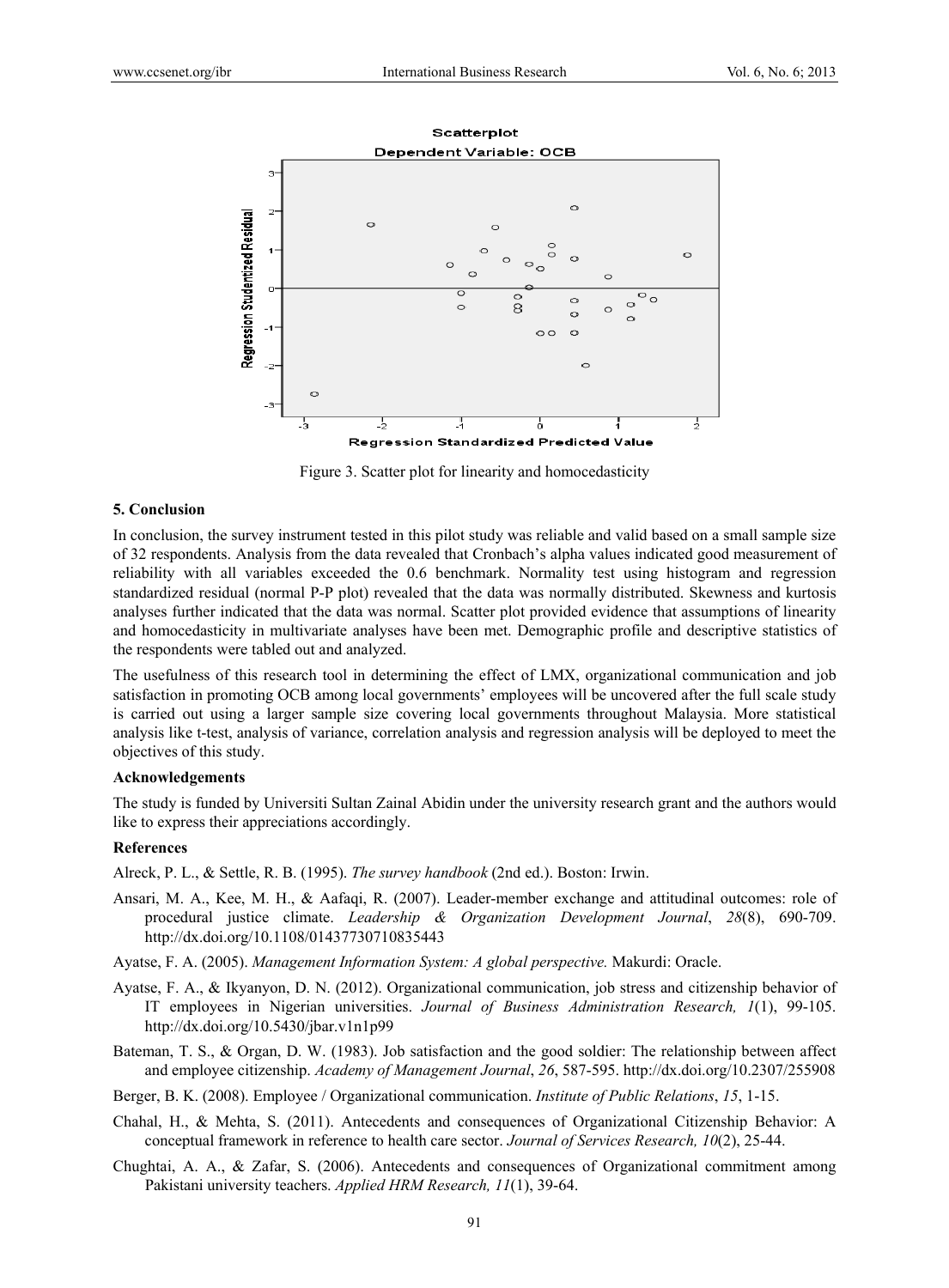Scatterplot

Dependent Variable: OCB

Regression Studentized Residual

3
2
1
0
-1
-2
-3

-3 -2 -1 0 1 2

Regression Standardized Predicted Value

Figure 3. Scatter plot for linearity and homocedasticity

## 5. Conclusion

In conclusion, the survey instrument tested in this pilot study was reliable and valid based on a small sample size of 32 respondents. Analysis from the data revealed that Cronbach's alpha values indicated good measurement of reliability with all variables exceeded the 0.6 benchmark. Normality test using histogram and regression standardized residual (normal P-P plot) revealed that the data was normally distributed. Skewness and kurtosis analyses further indicated that the data was normal. Scatter plot provided evidence that assumptions of linearity and homocedasticity in multivariate analyses have been met. Demographic profile and descriptive statistics of the respondents were tabled out and analyzed.

The usefulness of this research tool in determining the effect of LMX, organizational communication and job satisfaction in promoting OCB among local governments' employees will be uncovered after the full scale study is carried out using a larger sample size covering local governments throughout Malaysia. More statistical analysis like t-test, analysis of variance, correlation analysis and regression analysis will be deployed to meet the objectives of this study.

### Acknowledgements

The study is funded by Universiti Sultan Zainal Abidin under the university research grant and the authors would like to express their appreciations accordingly.

### References

Alreck, P. L., & Settle, R. B. (1995). *The survey handbook* (2nd ed.). Boston: Irwin.

Ansari, M. A., Kee, M. H., & Aafaqi, R. (2007). Leader-member exchange and attitudinal outcomes: role of procedural justice climate. *Leadership & Organization Development Journal*, *28*(8), 690-709. http://dx.doi.org/10.1108/01437730710835443

Ayatse, F. A. (2005). *Management Information System: A global perspective.* Makurdi: Oracle.

Ayatse, F. A., & Ikyanyon, D. N. (2012). Organizational communication, job stress and citizenship behavior of IT employees in Nigerian universities. *Journal of Business Administration Research, 1*(1), 99-105. http://dx.doi.org/10.5430/jbar.v1n1p99

Bateman, T. S., & Organ, D. W. (1983). Job satisfaction and the good soldier: The relationship between affect and employee citizenship. *Academy of Management Journal*, *26*, 587-595. http://dx.doi.org/10.2307/255908

Berger, B. K. (2008). Employee / Organizational communication. *Institute of Public Relations*, *15*, 1-15.

Chahal, H., & Mehta, S. (2011). Antecedents and consequences of Organizational Citizenship Behavior: A conceptual framework in reference to health care sector. *Journal of Services Research, 10*(2), 25-44.

Chughtai, A. A., & Zafar, S. (2006). Antecedents and consequences of Organizational commitment among Pakistani university teachers. *Applied HRM Research, 11*(1), 39-64.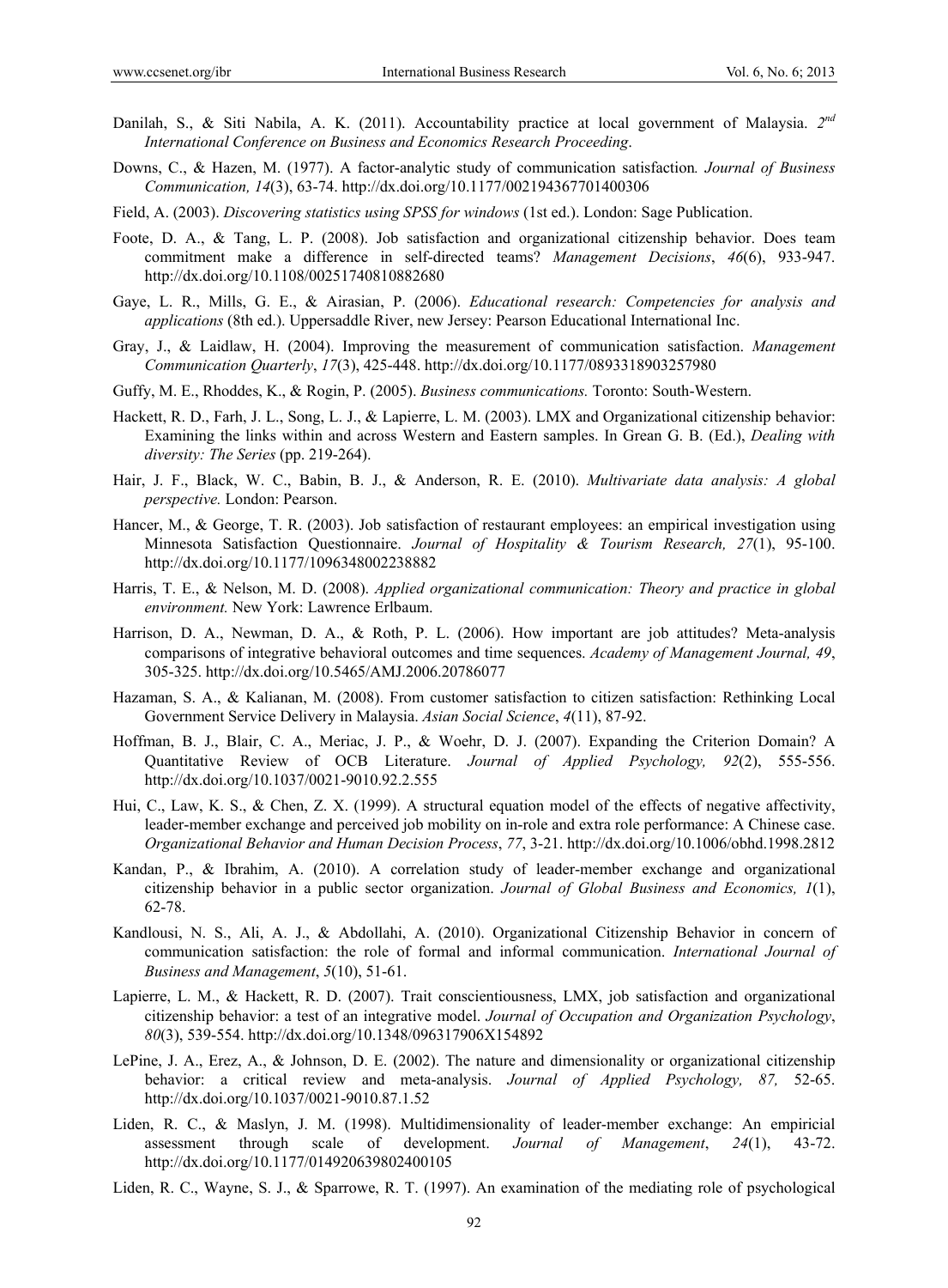Danilah, S., & Siti Nabila, A. K. (2011). Accountability practice at local government of Malaysia. *2nd International Conference on Business and Economics Research Proceeding*.

Downs, C., & Hazen, M. (1977). A factor-analytic study of communication satisfaction*. Journal of Business Communication, 14*(3), 63-74. http://dx.doi.org/10.1177/002194367701400306

Field, A. (2003). *Discovering statistics using SPSS for windows* (1st ed.). London: Sage Publication.

Foote, D. A., & Tang, L. P. (2008). Job satisfaction and organizational citizenship behavior. Does team commitment make a difference in self-directed teams? *Management Decisions*, *46*(6), 933-947. http://dx.doi.org/10.1108/00251740810882680

Gaye, L. R., Mills, G. E., & Airasian, P. (2006). *Educational research: Competencies for analysis and applications* (8th ed.). Uppersaddle River, new Jersey: Pearson Educational International Inc.

Gray, J., & Laidlaw, H. (2004). Improving the measurement of communication satisfaction. *Management Communication Quarterly*, *17*(3), 425-448. http://dx.doi.org/10.1177/0893318903257980

Guffy, M. E., Rhoddes, K., & Rogin, P. (2005). *Business communications.* Toronto: South-Western.

Hackett, R. D., Farh, J. L., Song, L. J., & Lapierre, L. M. (2003). LMX and Organizational citizenship behavior: Examining the links within and across Western and Eastern samples. In Grean G. B. (Ed.), *Dealing with diversity: The Series* (pp. 219-264).

Hair, J. F., Black, W. C., Babin, B. J., & Anderson, R. E. (2010). *Multivariate data analysis: A global perspective.* London: Pearson.

Hancer, M., & George, T. R. (2003). Job satisfaction of restaurant employees: an empirical investigation using Minnesota Satisfaction Questionnaire. *Journal of Hospitality & Tourism Research, 27*(1), 95-100. http://dx.doi.org/10.1177/1096348002238882

Harris, T. E., & Nelson, M. D. (2008). *Applied organizational communication: Theory and practice in global environment.* New York: Lawrence Erlbaum.

Harrison, D. A., Newman, D. A., & Roth, P. L. (2006). How important are job attitudes? Meta-analysis comparisons of integrative behavioral outcomes and time sequences. *Academy of Management Journal, 49*, 305-325. http://dx.doi.org/10.5465/AMJ.2006.20786077

Hazaman, S. A., & Kalianan, M. (2008). From customer satisfaction to citizen satisfaction: Rethinking Local Government Service Delivery in Malaysia. *Asian Social Science*, *4*(11), 87-92.

Hoffman, B. J., Blair, C. A., Meriac, J. P., & Woehr, D. J. (2007). Expanding the Criterion Domain? A Quantitative Review of OCB Literature. *Journal of Applied Psychology, 92*(2), 555-556. http://dx.doi.org/10.1037/0021-9010.92.2.555

Hui, C., Law, K. S., & Chen, Z. X. (1999). A structural equation model of the effects of negative affectivity, leader-member exchange and perceived job mobility on in-role and extra role performance: A Chinese case. *Organizational Behavior and Human Decision Process*, *77*, 3-21. http://dx.doi.org/10.1006/obhd.1998.2812

Kandan, P., & Ibrahim, A. (2010). A correlation study of leader-member exchange and organizational citizenship behavior in a public sector organization. *Journal of Global Business and Economics, 1*(1), 62-78.

Kandlousi, N. S., Ali, A. J., & Abdollahi, A. (2010). Organizational Citizenship Behavior in concern of communication satisfaction: the role of formal and informal communication. *International Journal of Business and Management*, *5*(10), 51-61.

Lapierre, L. M., & Hackett, R. D. (2007). Trait conscientiousness, LMX, job satisfaction and organizational citizenship behavior: a test of an integrative model. *Journal of Occupation and Organization Psychology*, *80*(3), 539-554. http://dx.doi.org/10.1348/096317906X154892

LePine, J. A., Erez, A., & Johnson, D. E. (2002). The nature and dimensionality or organizational citizenship behavior: a critical review and meta-analysis. *Journal of Applied Psychology, 87,* 52-65. http://dx.doi.org/10.1037/0021-9010.87.1.52

Liden, R. C., & Maslyn, J. M. (1998). Multidimensionality of leader-member exchange: An empiricial assessment through scale of development. *Journal of Management*, *24*(1), 43-72. http://dx.doi.org/10.1177/014920639802400105

Liden, R. C., Wayne, S. J., & Sparrowe, R. T. (1997). An examination of the mediating role of psychological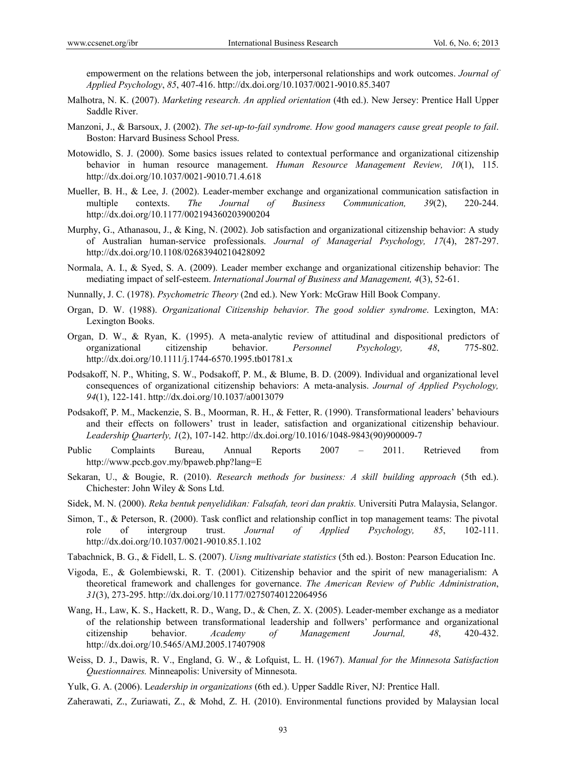empowerment on the relations between the job, interpersonal relationships and work outcomes. *Journal of Applied Psychology*, *85*, 407-416. http://dx.doi.org/10.1037/0021-9010.85.3407

Malhotra, N. K. (2007). *Marketing research. An applied orientation* (4th ed.). New Jersey: Prentice Hall Upper Saddle River.

Manzoni, J., & Barsoux, J. (2002). *The set-up-to-fail syndrome. How good managers cause great people to fail*. Boston: Harvard Business School Press.

Motowidlo, S. J. (2000). Some basics issues related to contextual performance and organizational citizenship behavior in human resource management. *Human Resource Management Review, 10*(1), 115. http://dx.doi.org/10.1037/0021-9010.71.4.618

Mueller, B. H., & Lee, J. (2002). Leader-member exchange and organizational communication satisfaction in multiple contexts. *The Journal of Business Communication, 39*(2), 220-244. http://dx.doi.org/10.1177/002194360203900204

Murphy, G., Athanasou, J., & King, N. (2002). Job satisfaction and organizational citizenship behavior: A study of Australian human-service professionals. *Journal of Managerial Psychology, 17*(4), 287-297. http://dx.doi.org/10.1108/02683940210428092

Normala, A. I., & Syed, S. A. (2009). Leader member exchange and organizational citizenship behavior: The mediating impact of self-esteem. *International Journal of Business and Management, 4*(3), 52-61.

Nunnally, J. C. (1978). *Psychometric Theory* (2nd ed.). New York: McGraw Hill Book Company.

Organ, D. W. (1988). *Organizational Citizenship behavior. The good soldier syndrome*. Lexington, MA: Lexington Books.

Organ, D. W., & Ryan, K. (1995). A meta-analytic review of attitudinal and dispositional predictors of organizational citizenship behavior. *Personnel Psychology, 48*, 775-802. http://dx.doi.org/10.1111/j.1744-6570.1995.tb01781.x

Podsakoff, N. P., Whiting, S. W., Podsakoff, P. M., & Blume, B. D. (2009). Individual and organizational level consequences of organizational citizenship behaviors: A meta-analysis. *Journal of Applied Psychology, 94*(1), 122-141. http://dx.doi.org/10.1037/a0013079

Podsakoff, P. M., Mackenzie, S. B., Moorman, R. H., & Fetter, R. (1990). Transformational leaders' behaviours and their effects on followers' trust in leader, satisfaction and organizational citizenship behaviour. *Leadership Quarterly, 1*(2), 107-142. http://dx.doi.org/10.1016/1048-9843(90)900009-7

Public Complaints Bureau, Annual Reports 2007 – 2011. Retrieved from http://www.pccb.gov.my/bpaweb.php?lang=E

Sekaran, U., & Bougie, R. (2010). *Research methods for business: A skill building approach* (5th ed.). Chichester: John Wiley & Sons Ltd.

Sidek, M. N. (2000). *Reka bentuk penyelidikan: Falsafah, teori dan praktis.* Universiti Putra Malaysia, Selangor.

Simon, T., & Peterson, R. (2000). Task conflict and relationship conflict in top management teams: The pivotal role of intergroup trust. *Journal of Applied Psychology, 85*, 102-111. http://dx.doi.org/10.1037/0021-9010.85.1.102

Tabachnick, B. G., & Fidell, L. S. (2007). *Uisng multivariate statistics* (5th ed.). Boston: Pearson Education Inc.

Vigoda, E., & Golembiewski, R. T. (2001). Citizenship behavior and the spirit of new managerialism: A theoretical framework and challenges for governance. *The American Review of Public Administration*, *31*(3), 273-295. http://dx.doi.org/10.1177/02750740122064956

Wang, H., Law, K. S., Hackett, R. D., Wang, D., & Chen, Z. X. (2005). Leader-member exchange as a mediator of the relationship between transformational leadership and follwers' performance and organizational citizenship behavior. *Academy of Management Journal, 48*, 420-432. http://dx.doi.org/10.5465/AMJ.2005.17407908

Weiss, D. J., Dawis, R. V., England, G. W., & Lofquist, L. H. (1967). *Manual for the Minnesota Satisfaction Questionnaires.* Minneapolis: University of Minnesota.

Yulk, G. A. (2006). L*eadership in organizations* (6th ed.). Upper Saddle River, NJ: Prentice Hall.

Zaherawati, Z., Zuriawati, Z., & Mohd, Z. H. (2010). Environmental functions provided by Malaysian local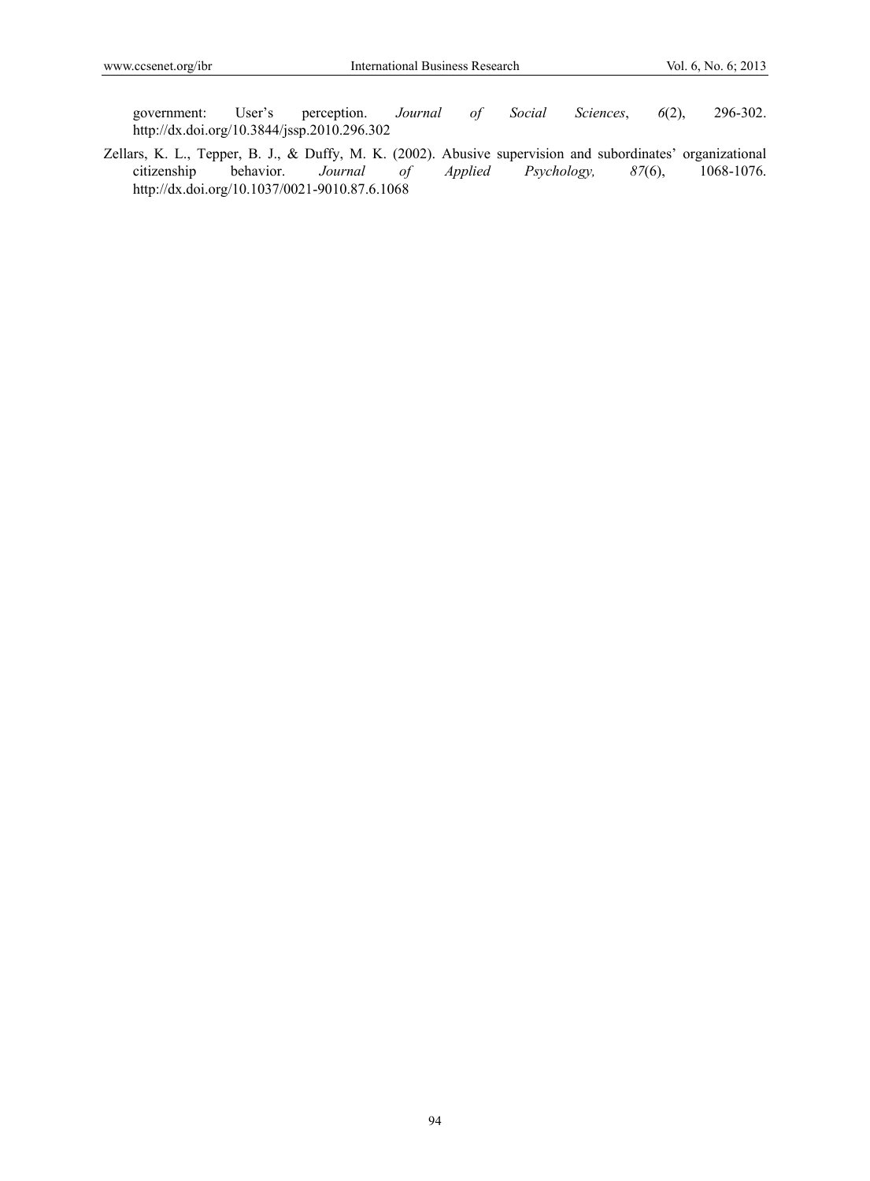government: User's perception. *Journal of Social Sciences*, *6*(2), 296-302. http://dx.doi.org/10.3844/jssp.2010.296.302

Zellars, K. L., Tepper, B. J., & Duffy, M. K. (2002). Abusive supervision and subordinates' organizational citizenship behavior. *Journal of Applied Psychology, 87*(6), 1068-1076. http://dx.doi.org/10.1037/0021-9010.87.6.1068